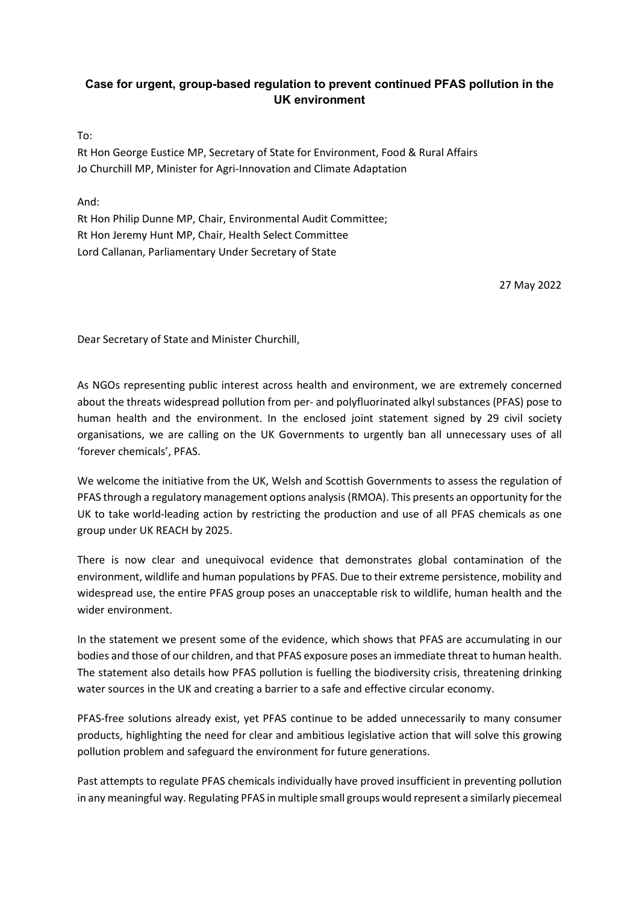**Case for urgent, group-based regulation to prevent continued PFAS pollution in the UK environment**

To:
Rt Hon George Eustice MP, Secretary of State for Environment, Food & Rural Affairs
Jo Churchill MP, Minister for Agri-Innovation and Climate Adaptation

And:
Rt Hon Philip Dunne MP, Chair, Environmental Audit Committee;
Rt Hon Jeremy Hunt MP, Chair, Health Select Committee
Lord Callanan, Parliamentary Under Secretary of State

27 May 2022

Dear Secretary of State and Minister Churchill,

As NGOs representing public interest across health and environment, we are extremely concerned about the threats widespread pollution from per- and polyfluorinated alkyl substances (PFAS) pose to human health and the environment. In the enclosed joint statement signed by 29 civil society organisations, we are calling on the UK Governments to urgently ban all unnecessary uses of all 'forever chemicals', PFAS.

We welcome the initiative from the UK, Welsh and Scottish Governments to assess the regulation of PFAS through a regulatory management options analysis (RMOA). This presents an opportunity for the UK to take world-leading action by restricting the production and use of all PFAS chemicals as one group under UK REACH by 2025.

There is now clear and unequivocal evidence that demonstrates global contamination of the environment, wildlife and human populations by PFAS. Due to their extreme persistence, mobility and widespread use, the entire PFAS group poses an unacceptable risk to wildlife, human health and the wider environment.

In the statement we present some of the evidence, which shows that PFAS are accumulating in our bodies and those of our children, and that PFAS exposure poses an immediate threat to human health. The statement also details how PFAS pollution is fuelling the biodiversity crisis, threatening drinking water sources in the UK and creating a barrier to a safe and effective circular economy.

PFAS-free solutions already exist, yet PFAS continue to be added unnecessarily to many consumer products, highlighting the need for clear and ambitious legislative action that will solve this growing pollution problem and safeguard the environment for future generations.

Past attempts to regulate PFAS chemicals individually have proved insufficient in preventing pollution in any meaningful way. Regulating PFAS in multiple small groups would represent a similarly piecemeal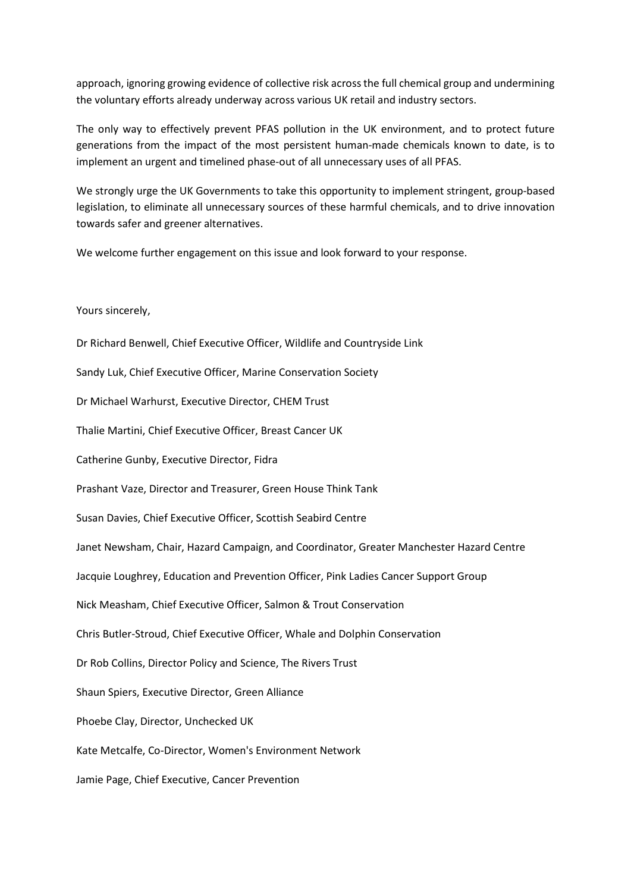approach, ignoring growing evidence of collective risk across the full chemical group and undermining the voluntary efforts already underway across various UK retail and industry sectors.

The only way to effectively prevent PFAS pollution in the UK environment, and to protect future generations from the impact of the most persistent human-made chemicals known to date, is to implement an urgent and timelined phase-out of all unnecessary uses of all PFAS.

We strongly urge the UK Governments to take this opportunity to implement stringent, group-based legislation, to eliminate all unnecessary sources of these harmful chemicals, and to drive innovation towards safer and greener alternatives.

We welcome further engagement on this issue and look forward to your response.

Yours sincerely,

Dr Richard Benwell, Chief Executive Officer, Wildlife and Countryside Link

Sandy Luk, Chief Executive Officer, Marine Conservation Society

Dr Michael Warhurst, Executive Director, CHEM Trust

Thalie Martini, Chief Executive Officer, Breast Cancer UK

Catherine Gunby, Executive Director, Fidra

Prashant Vaze, Director and Treasurer, Green House Think Tank

Susan Davies, Chief Executive Officer, Scottish Seabird Centre

Janet Newsham, Chair, Hazard Campaign, and Coordinator, Greater Manchester Hazard Centre

Jacquie Loughrey, Education and Prevention Officer, Pink Ladies Cancer Support Group

Nick Measham, Chief Executive Officer, Salmon & Trout Conservation

Chris Butler-Stroud, Chief Executive Officer, Whale and Dolphin Conservation

Dr Rob Collins, Director Policy and Science, The Rivers Trust

Shaun Spiers, Executive Director, Green Alliance

Phoebe Clay, Director, Unchecked UK

Kate Metcalfe, Co-Director, Women's Environment Network

Jamie Page, Chief Executive, Cancer Prevention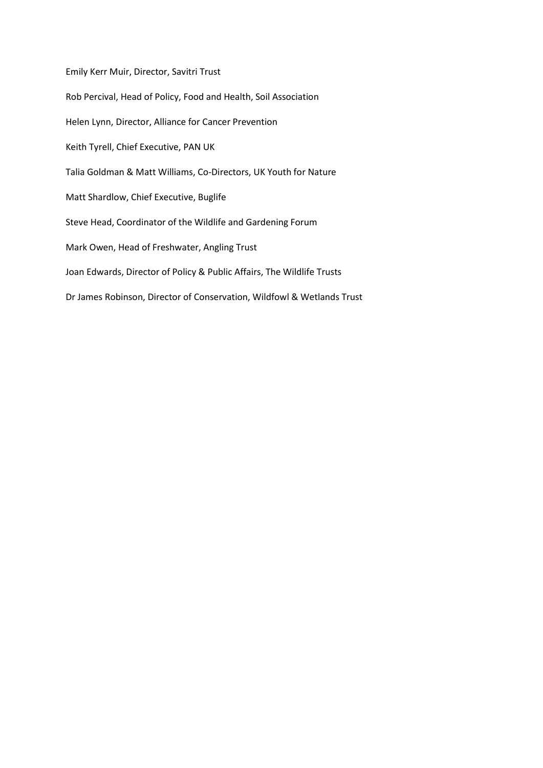Emily Kerr Muir, Director, Savitri Trust

Rob Percival, Head of Policy, Food and Health, Soil Association

Helen Lynn, Director, Alliance for Cancer Prevention

Keith Tyrell, Chief Executive, PAN UK

Talia Goldman & Matt Williams, Co-Directors, UK Youth for Nature

Matt Shardlow, Chief Executive, Buglife

Steve Head, Coordinator of the Wildlife and Gardening Forum

Mark Owen, Head of Freshwater, Angling Trust

Joan Edwards, Director of Policy & Public Affairs, The Wildlife Trusts

Dr James Robinson, Director of Conservation, Wildfowl & Wetlands Trust